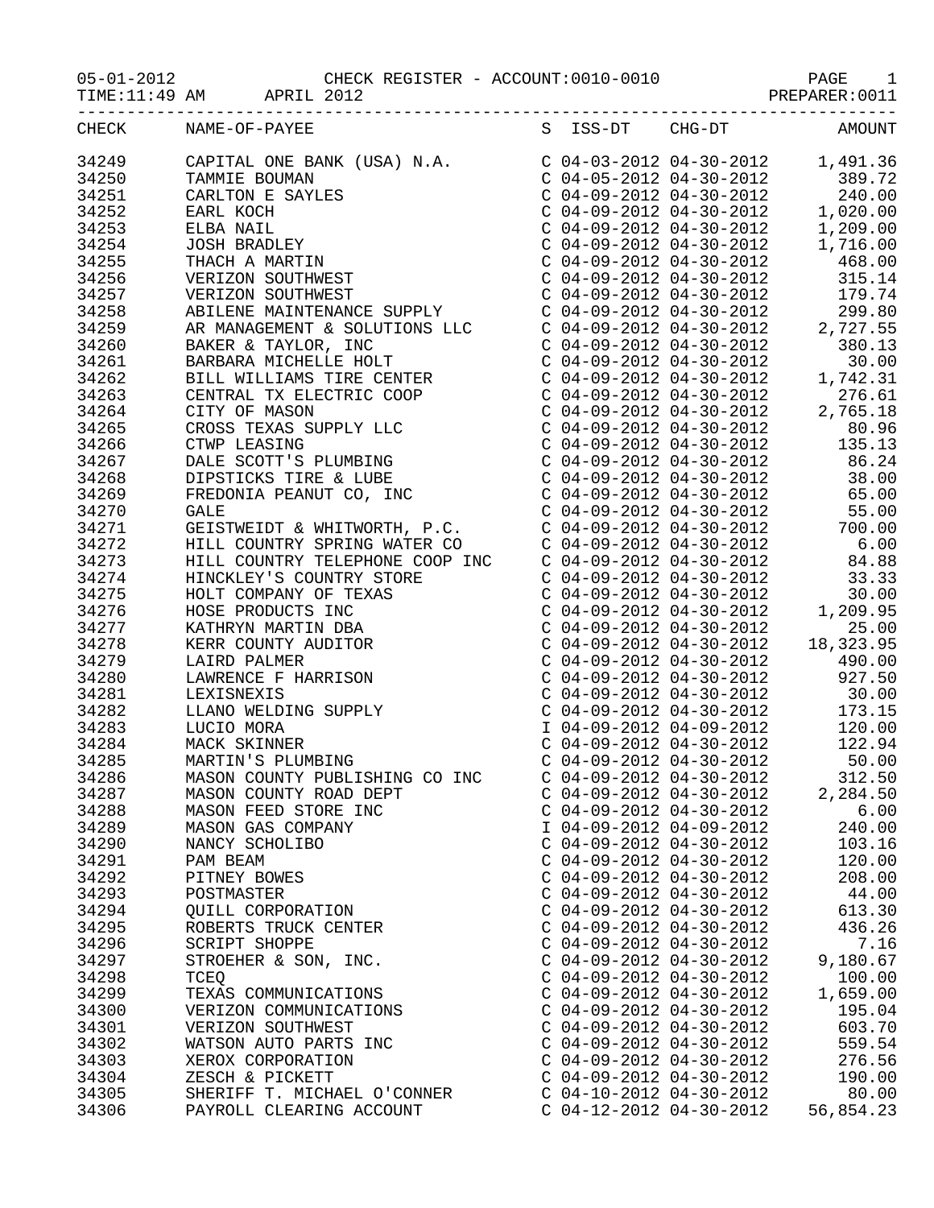05-01-2012 CHECK REGISTER - ACCOUNT:0010-0010

TIME:11:49 AM APRIL 2012 PREPARER:0011

| CHECK | NAME-OF-PAYEE | S | ISS-DT | CHG-DT | AMOUNT |
|---|---|---|---|---|---|
| 34249 | CAPITAL ONE BANK (USA) N.A. | C | 04-03-2012 | 04-30-2012 | 1,491.36 |
| 34250 | TAMMIE BOUMAN | C | 04-05-2012 | 04-30-2012 | 389.72 |
| 34251 | CARLTON E SAYLES | C | 04-09-2012 | 04-30-2012 | 240.00 |
| 34252 | EARL KOCH | C | 04-09-2012 | 04-30-2012 | 1,020.00 |
| 34253 | ELBA NAIL | C | 04-09-2012 | 04-30-2012 | 1,209.00 |
| 34254 | JOSH BRADLEY | C | 04-09-2012 | 04-30-2012 | 1,716.00 |
| 34255 | THACH A MARTIN | C | 04-09-2012 | 04-30-2012 | 468.00 |
| 34256 | VERIZON SOUTHWEST | C | 04-09-2012 | 04-30-2012 | 315.14 |
| 34257 | VERIZON SOUTHWEST | C | 04-09-2012 | 04-30-2012 | 179.74 |
| 34258 | ABILENE MAINTENANCE SUPPLY | C | 04-09-2012 | 04-30-2012 | 299.80 |
| 34259 | AR MANAGEMENT & SOLUTIONS LLC | C | 04-09-2012 | 04-30-2012 | 2,727.55 |
| 34260 | BAKER & TAYLOR, INC | C | 04-09-2012 | 04-30-2012 | 380.13 |
| 34261 | BARBARA MICHELLE HOLT | C | 04-09-2012 | 04-30-2012 | 30.00 |
| 34262 | BILL WILLIAMS TIRE CENTER | C | 04-09-2012 | 04-30-2012 | 1,742.31 |
| 34263 | CENTRAL TX ELECTRIC COOP | C | 04-09-2012 | 04-30-2012 | 276.61 |
| 34264 | CITY OF MASON | C | 04-09-2012 | 04-30-2012 | 2,765.18 |
| 34265 | CROSS TEXAS SUPPLY LLC | C | 04-09-2012 | 04-30-2012 | 80.96 |
| 34266 | CTWP LEASING | C | 04-09-2012 | 04-30-2012 | 135.13 |
| 34267 | DALE SCOTT'S PLUMBING | C | 04-09-2012 | 04-30-2012 | 86.24 |
| 34268 | DIPSTICKS TIRE & LUBE | C | 04-09-2012 | 04-30-2012 | 38.00 |
| 34269 | FREDONIA PEANUT CO, INC | C | 04-09-2012 | 04-30-2012 | 65.00 |
| 34270 | GALE | C | 04-09-2012 | 04-30-2012 | 55.00 |
| 34271 | GEISTWEIDT & WHITWORTH, P.C. | C | 04-09-2012 | 04-30-2012 | 700.00 |
| 34272 | HILL COUNTRY SPRING WATER CO | C | 04-09-2012 | 04-30-2012 | 6.00 |
| 34273 | HILL COUNTRY TELEPHONE COOP INC | C | 04-09-2012 | 04-30-2012 | 84.88 |
| 34274 | HINCKLEY'S COUNTRY STORE | C | 04-09-2012 | 04-30-2012 | 33.33 |
| 34275 | HOLT COMPANY OF TEXAS | C | 04-09-2012 | 04-30-2012 | 30.00 |
| 34276 | HOSE PRODUCTS INC | C | 04-09-2012 | 04-30-2012 | 1,209.95 |
| 34277 | KATHRYN MARTIN DBA | C | 04-09-2012 | 04-30-2012 | 25.00 |
| 34278 | KERR COUNTY AUDITOR | C | 04-09-2012 | 04-30-2012 | 18,323.95 |
| 34279 | LAIRD PALMER | C | 04-09-2012 | 04-30-2012 | 490.00 |
| 34280 | LAWRENCE F HARRISON | C | 04-09-2012 | 04-30-2012 | 927.50 |
| 34281 | LEXISNEXIS | C | 04-09-2012 | 04-30-2012 | 30.00 |
| 34282 | LLANO WELDING SUPPLY | C | 04-09-2012 | 04-30-2012 | 173.15 |
| 34283 | LUCIO MORA | I | 04-09-2012 | 04-09-2012 | 120.00 |
| 34284 | MACK SKINNER | C | 04-09-2012 | 04-30-2012 | 122.94 |
| 34285 | MARTIN'S PLUMBING | C | 04-09-2012 | 04-30-2012 | 50.00 |
| 34286 | MASON COUNTY PUBLISHING CO INC | C | 04-09-2012 | 04-30-2012 | 312.50 |
| 34287 | MASON COUNTY ROAD DEPT | C | 04-09-2012 | 04-30-2012 | 2,284.50 |
| 34288 | MASON FEED STORE INC | C | 04-09-2012 | 04-30-2012 | 6.00 |
| 34289 | MASON GAS COMPANY | I | 04-09-2012 | 04-09-2012 | 240.00 |
| 34290 | NANCY SCHOLIBO | C | 04-09-2012 | 04-30-2012 | 103.16 |
| 34291 | PAM BEAM | C | 04-09-2012 | 04-30-2012 | 120.00 |
| 34292 | PITNEY BOWES | C | 04-09-2012 | 04-30-2012 | 208.00 |
| 34293 | POSTMASTER | C | 04-09-2012 | 04-30-2012 | 44.00 |
| 34294 | QUILL CORPORATION | C | 04-09-2012 | 04-30-2012 | 613.30 |
| 34295 | ROBERTS TRUCK CENTER | C | 04-09-2012 | 04-30-2012 | 436.26 |
| 34296 | SCRIPT SHOPPE | C | 04-09-2012 | 04-30-2012 | 7.16 |
| 34297 | STROEHER & SON, INC. | C | 04-09-2012 | 04-30-2012 | 9,180.67 |
| 34298 | TCEQ | C | 04-09-2012 | 04-30-2012 | 100.00 |
| 34299 | TEXAS COMMUNICATIONS | C | 04-09-2012 | 04-30-2012 | 1,659.00 |
| 34300 | VERIZON COMMUNICATIONS | C | 04-09-2012 | 04-30-2012 | 195.04 |
| 34301 | VERIZON SOUTHWEST | C | 04-09-2012 | 04-30-2012 | 603.70 |
| 34302 | WATSON AUTO PARTS INC | C | 04-09-2012 | 04-30-2012 | 559.54 |
| 34303 | XEROX CORPORATION | C | 04-09-2012 | 04-30-2012 | 276.56 |
| 34304 | ZESCH & PICKETT | C | 04-09-2012 | 04-30-2012 | 190.00 |
| 34305 | SHERIFF T. MICHAEL O'CONNER | C | 04-10-2012 | 04-30-2012 | 80.00 |
| 34306 | PAYROLL CLEARING ACCOUNT | C | 04-12-2012 | 04-30-2012 | 56,854.23 |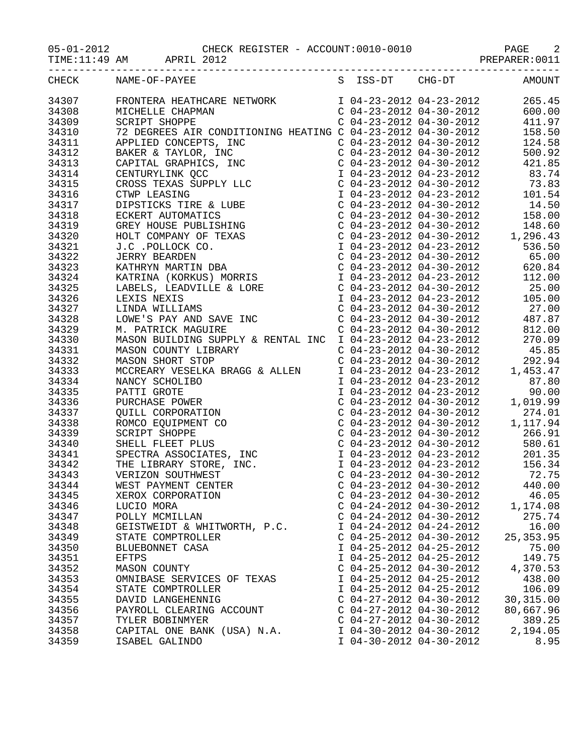CHECK REGISTER - ACCOUNT:0010-0010

APRIL 2012

| CHECK | NAME-OF-PAYEE | S | ISS-DT | CHG-DT | AMOUNT |
|---|---|---|---|---|---|
| 34307 | FRONTERA HEATHCARE NETWORK | I | 04-23-2012 | 04-23-2012 | 265.45 |
| 34308 | MICHELLE CHAPMAN | C | 04-23-2012 | 04-30-2012 | 600.00 |
| 34309 | SCRIPT SHOPPE | C | 04-23-2012 | 04-30-2012 | 411.97 |
| 34310 | 72 DEGREES AIR CONDITIONING HEATING | C | 04-23-2012 | 04-30-2012 | 158.50 |
| 34311 | APPLIED CONCEPTS, INC | C | 04-23-2012 | 04-30-2012 | 124.58 |
| 34312 | BAKER & TAYLOR, INC | C | 04-23-2012 | 04-30-2012 | 500.92 |
| 34313 | CAPITAL GRAPHICS, INC | C | 04-23-2012 | 04-30-2012 | 421.85 |
| 34314 | CENTURYLINK QCC | I | 04-23-2012 | 04-23-2012 | 83.74 |
| 34315 | CROSS TEXAS SUPPLY LLC | C | 04-23-2012 | 04-30-2012 | 73.83 |
| 34316 | CTWP LEASING | I | 04-23-2012 | 04-23-2012 | 101.54 |
| 34317 | DIPSTICKS TIRE & LUBE | C | 04-23-2012 | 04-30-2012 | 14.50 |
| 34318 | ECKERT AUTOMATICS | C | 04-23-2012 | 04-30-2012 | 158.00 |
| 34319 | GREY HOUSE PUBLISHING | C | 04-23-2012 | 04-30-2012 | 148.60 |
| 34320 | HOLT COMPANY OF TEXAS | C | 04-23-2012 | 04-30-2012 | 1,296.43 |
| 34321 | J.C .POLLOCK CO. | I | 04-23-2012 | 04-23-2012 | 536.50 |
| 34322 | JERRY BEARDEN | C | 04-23-2012 | 04-30-2012 | 65.00 |
| 34323 | KATHRYN MARTIN DBA | C | 04-23-2012 | 04-30-2012 | 620.84 |
| 34324 | KATRINA (KORKUS) MORRIS | I | 04-23-2012 | 04-23-2012 | 112.00 |
| 34325 | LABELS, LEADVILLE & LORE | C | 04-23-2012 | 04-30-2012 | 25.00 |
| 34326 | LEXIS NEXIS | I | 04-23-2012 | 04-23-2012 | 105.00 |
| 34327 | LINDA WILLIAMS | C | 04-23-2012 | 04-30-2012 | 27.00 |
| 34328 | LOWE'S PAY AND SAVE INC | C | 04-23-2012 | 04-30-2012 | 487.87 |
| 34329 | M. PATRICK MAGUIRE | C | 04-23-2012 | 04-30-2012 | 812.00 |
| 34330 | MASON BUILDING SUPPLY & RENTAL INC | I | 04-23-2012 | 04-23-2012 | 270.09 |
| 34331 | MASON COUNTY LIBRARY | C | 04-23-2012 | 04-30-2012 | 45.85 |
| 34332 | MASON SHORT STOP | C | 04-23-2012 | 04-30-2012 | 292.94 |
| 34333 | MCCREARY VESELKA BRAGG & ALLEN | I | 04-23-2012 | 04-23-2012 | 1,453.47 |
| 34334 | NANCY SCHOLIBO | I | 04-23-2012 | 04-23-2012 | 87.80 |
| 34335 | PATTI GROTE | I | 04-23-2012 | 04-23-2012 | 90.00 |
| 34336 | PURCHASE POWER | C | 04-23-2012 | 04-30-2012 | 1,019.99 |
| 34337 | QUILL CORPORATION | C | 04-23-2012 | 04-30-2012 | 274.01 |
| 34338 | ROMCO EQUIPMENT CO | C | 04-23-2012 | 04-30-2012 | 1,117.94 |
| 34339 | SCRIPT SHOPPE | C | 04-23-2012 | 04-30-2012 | 266.91 |
| 34340 | SHELL FLEET PLUS | C | 04-23-2012 | 04-30-2012 | 580.61 |
| 34341 | SPECTRA ASSOCIATES, INC | I | 04-23-2012 | 04-23-2012 | 201.35 |
| 34342 | THE LIBRARY STORE, INC. | I | 04-23-2012 | 04-23-2012 | 156.34 |
| 34343 | VERIZON SOUTHWEST | C | 04-23-2012 | 04-30-2012 | 72.75 |
| 34344 | WEST PAYMENT CENTER | C | 04-23-2012 | 04-30-2012 | 440.00 |
| 34345 | XEROX CORPORATION | C | 04-23-2012 | 04-30-2012 | 46.05 |
| 34346 | LUCIO MORA | C | 04-24-2012 | 04-30-2012 | 1,174.08 |
| 34347 | POLLY MCMILLAN | C | 04-24-2012 | 04-30-2012 | 275.74 |
| 34348 | GEISTWEIDT & WHITWORTH, P.C. | I | 04-24-2012 | 04-24-2012 | 16.00 |
| 34349 | STATE COMPTROLLER | C | 04-25-2012 | 04-30-2012 | 25,353.95 |
| 34350 | BLUEBONNET CASA | I | 04-25-2012 | 04-25-2012 | 75.00 |
| 34351 | EFTPS | I | 04-25-2012 | 04-25-2012 | 149.75 |
| 34352 | MASON COUNTY | C | 04-25-2012 | 04-30-2012 | 4,370.53 |
| 34353 | OMNIBASE SERVICES OF TEXAS | I | 04-25-2012 | 04-25-2012 | 438.00 |
| 34354 | STATE COMPTROLLER | I | 04-25-2012 | 04-25-2012 | 106.09 |
| 34355 | DAVID LANGEHENNIG | C | 04-27-2012 | 04-30-2012 | 30,315.00 |
| 34356 | PAYROLL CLEARING ACCOUNT | C | 04-27-2012 | 04-30-2012 | 80,667.96 |
| 34357 | TYLER BOBINMYER | C | 04-27-2012 | 04-30-2012 | 389.25 |
| 34358 | CAPITAL ONE BANK (USA) N.A. | I | 04-30-2012 | 04-30-2012 | 2,194.05 |
| 34359 | ISABEL GALINDO | I | 04-30-2012 | 04-30-2012 | 8.95 |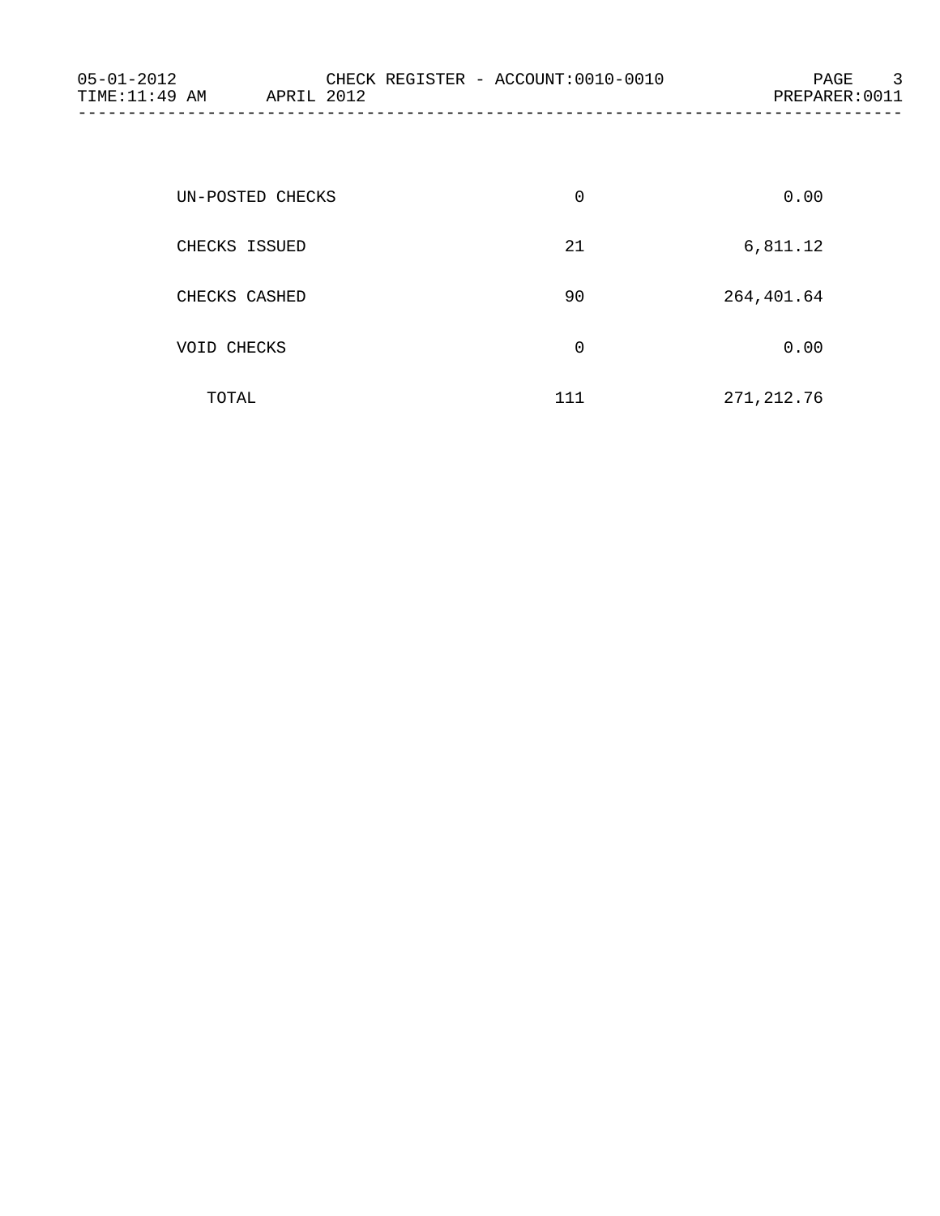05-01-2012 CHECK REGISTER - ACCOUNT:0010-0010
TIME:11:49 AM APRIL 2012 PREPARER:0011

| | | |
|---|---|---|
| UN-POSTED CHECKS | 0 | 0.00 |
| CHECKS ISSUED | 21 | 6,811.12 |
| CHECKS CASHED | 90 | 264,401.64 |
| VOID CHECKS | 0 | 0.00 |
| TOTAL | 111 | 271,212.76 |